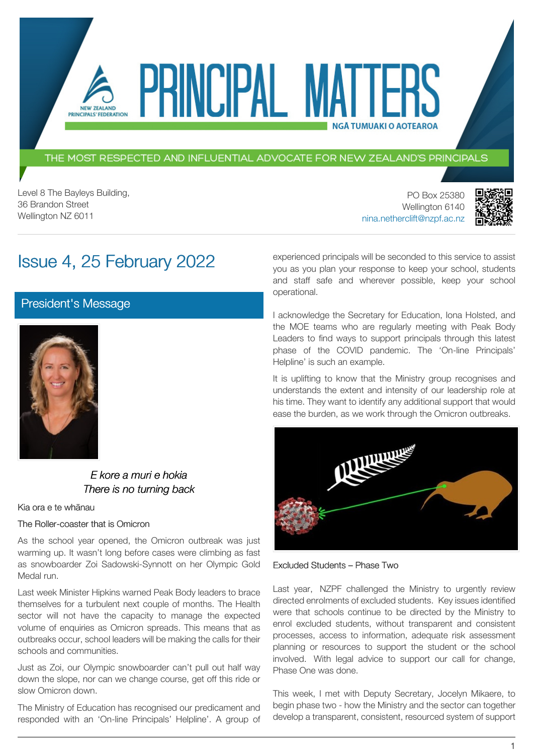# PRINCIPAL MATTERS

NEW ZEALAND PRINCIPALS' FEDERATION

NGĀ TUMUAKI O AOTEAROA

THE MOST RESPECTED AND INFLUENTIAL ADVOCATE FOR NEW ZEALAND'S PRINCIPALS

Level 8 The Bayleys Building,
36 Brandon Street
Wellington NZ 6011

PO Box 25380
Wellington 6140
nina.netherclift@nzpf.ac.nz

## Issue 4, 25 February 2022

## President's Message

*E kore a muri e hokia*
*There is no turning back*

Kia ora e te whānau

The Roller-coaster that is Omicron

As the school year opened, the Omicron outbreak was just warming up. It wasn't long before cases were climbing as fast as snowboarder Zoi Sadowski-Synnott on her Olympic Gold Medal run.

Last week Minister Hipkins warned Peak Body leaders to brace themselves for a turbulent next couple of months. The Health sector will not have the capacity to manage the expected volume of enquiries as Omicron spreads. This means that as outbreaks occur, school leaders will be making the calls for their schools and communities.

Just as Zoi, our Olympic snowboarder can't pull out half way down the slope, nor can we change course, get off this ride or slow Omicron down.

The Ministry of Education has recognised our predicament and responded with an 'On-line Principals' Helpline'. A group of experienced principals will be seconded to this service to assist you as you plan your response to keep your school, students and staff safe and wherever possible, keep your school operational.

I acknowledge the Secretary for Education, Iona Holsted, and the MOE teams who are regularly meeting with Peak Body Leaders to find ways to support principals through this latest phase of the COVID pandemic. The 'On-line Principals' Helpline' is such an example.

It is uplifting to know that the Ministry group recognises and understands the extent and intensity of our leadership role at his time. They want to identify any additional support that would ease the burden, as we work through the Omicron outbreaks.

Excluded Students – Phase Two

Last year, NZPF challenged the Ministry to urgently review directed enrolments of excluded students. Key issues identified were that schools continue to be directed by the Ministry to enrol excluded students, without transparent and consistent processes, access to information, adequate risk assessment planning or resources to support the student or the school involved. With legal advice to support our call for change, Phase One was done.

This week, I met with Deputy Secretary, Jocelyn Mikaere, to begin phase two - how the Ministry and the sector can together develop a transparent, consistent, resourced system of support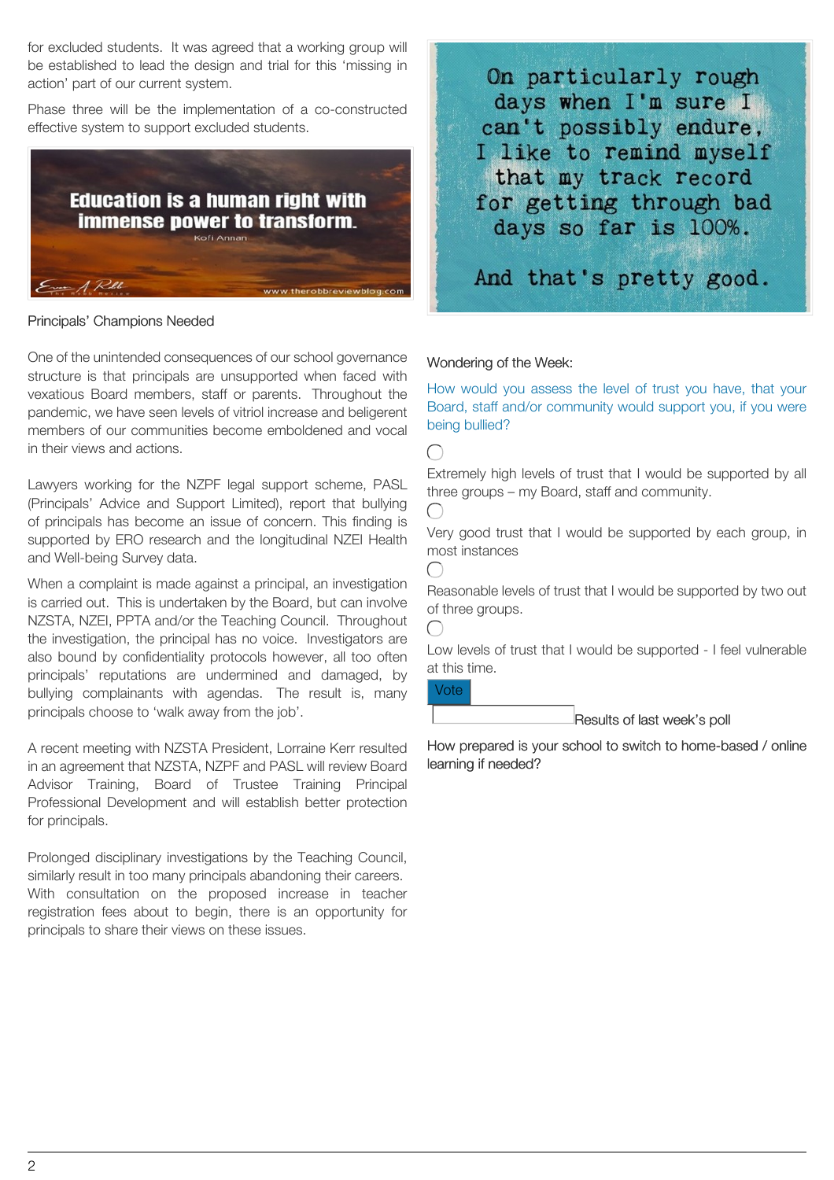for excluded students. It was agreed that a working group will be established to lead the design and trial for this 'missing in action' part of our current system.

Phase three will be the implementation of a co-constructed effective system to support excluded students.

Education is a human right with immense power to transform.

Kofi Annan

### Principals' Champions Needed

One of the unintended consequences of our school governance structure is that principals are unsupported when faced with vexatious Board members, staff or parents. Throughout the pandemic, we have seen levels of vitriol increase and beligerent members of our communities become emboldened and vocal in their views and actions.

Lawyers working for the NZPF legal support scheme, PASL (Principals' Advice and Support Limited), report that bullying of principals has become an issue of concern. This finding is supported by ERO research and the longitudinal NZEI Health and Well-being Survey data.

When a complaint is made against a principal, an investigation is carried out. This is undertaken by the Board, but can involve NZSTA, NZEI, PPTA and/or the Teaching Council. Throughout the investigation, the principal has no voice. Investigators are also bound by confidentiality protocols however, all too often principals' reputations are undermined and damaged, by bullying complainants with agendas. The result is, many principals choose to 'walk away from the job'.

A recent meeting with NZSTA President, Lorraine Kerr resulted in an agreement that NZSTA, NZPF and PASL will review Board Advisor Training, Board of Trustee Training Principal Professional Development and will establish better protection for principals.

Prolonged disciplinary investigations by the Teaching Council, similarly result in too many principals abandoning their careers. With consultation on the proposed increase in teacher registration fees about to begin, there is an opportunity for principals to share their views on these issues.

On particularly rough days when I'm sure I can't possibly endure, I like to remind myself that my track record for getting through bad days so far is 100%.

And that's pretty good.

### Wondering of the Week:

How would you assess the level of trust you have, that your Board, staff and/or community would support you, if you were being bullied?

- Extremely high levels of trust that I would be supported by all three groups – my Board, staff and community.
- Very good trust that I would be supported by each group, in most instances
- Reasonable levels of trust that I would be supported by two out of three groups.
- Low levels of trust that I would be supported - I feel vulnerable at this time.

Vote

Results of last week's poll

How prepared is your school to switch to home-based / online learning if needed?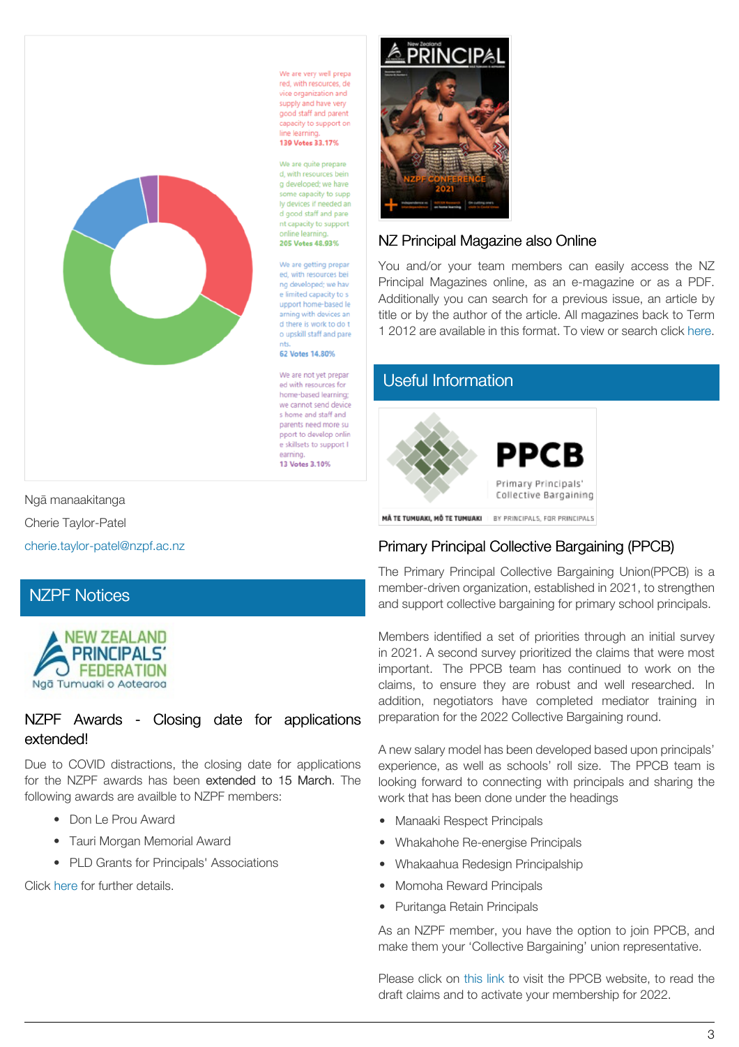We are very well prepared, with resources, device organization and supply and have very good staff and parent capacity to support online learning.
**139 Votes 33.17%**

We are quite prepared, with resources being developed; we have some capacity to supply devices if needed and good staff and parent capacity to support online learning.
**205 Votes 48.93%**

We are getting prepared, with resources being developed; we have limited capacity to support home-based learning with devices and there is work to do to upskill staff and parents.
**62 Votes 14.80%**

We are not yet prepared with resources for home-based learning; we cannot send devices home and staff and parents need more support to develop online skillsets to support learning.
**13 Votes 3.10%**

Ngā manaakitanga

Cherie Taylor-Patel

cherie.taylor-patel@nzpf.ac.nz

## NZPF Notices

NEW ZEALAND PRINCIPALS' FEDERATION
Ngā Tumuaki o Aotearoa

### NZPF Awards - Closing date for applications extended!

Due to COVID distractions, the closing date for applications for the NZPF awards has been extended to 15 March. The following awards are availble to NZPF members:

- Don Le Prou Award
- Tauri Morgan Memorial Award
- PLD Grants for Principals' Associations

Click here for further details.

### NZ Principal Magazine also Online

You and/or your team members can easily access the NZ Principal Magazines online, as an e-magazine or as a PDF. Additionally you can search for a previous issue, an article by title or by the author of the article. All magazines back to Term 1 2012 are available in this format. To view or search click here.

## Useful Information

PPCB
Primary Principals' Collective Bargaining
MĀ TE TUMUAKI, MŌ TE TUMUAKI — BY PRINCIPALS, FOR PRINCIPALS

### Primary Principal Collective Bargaining (PPCB)

The Primary Principal Collective Bargaining Union(PPCB) is a member-driven organization, established in 2021, to strengthen and support collective bargaining for primary school principals.

Members identified a set of priorities through an initial survey in 2021. A second survey prioritized the claims that were most important. The PPCB team has continued to work on the claims, to ensure they are robust and well researched. In addition, negotiators have completed mediator training in preparation for the 2022 Collective Bargaining round.

A new salary model has been developed based upon principals' experience, as well as schools' roll size. The PPCB team is looking forward to connecting with principals and sharing the work that has been done under the headings

- Manaaki Respect Principals
- Whakahohe Re-energise Principals
- Whakaahua Redesign Principalship
- Momoha Reward Principals
- Puritanga Retain Principals

As an NZPF member, you have the option to join PPCB, and make them your 'Collective Bargaining' union representative.

Please click on this link to visit the PPCB website, to read the draft claims and to activate your membership for 2022.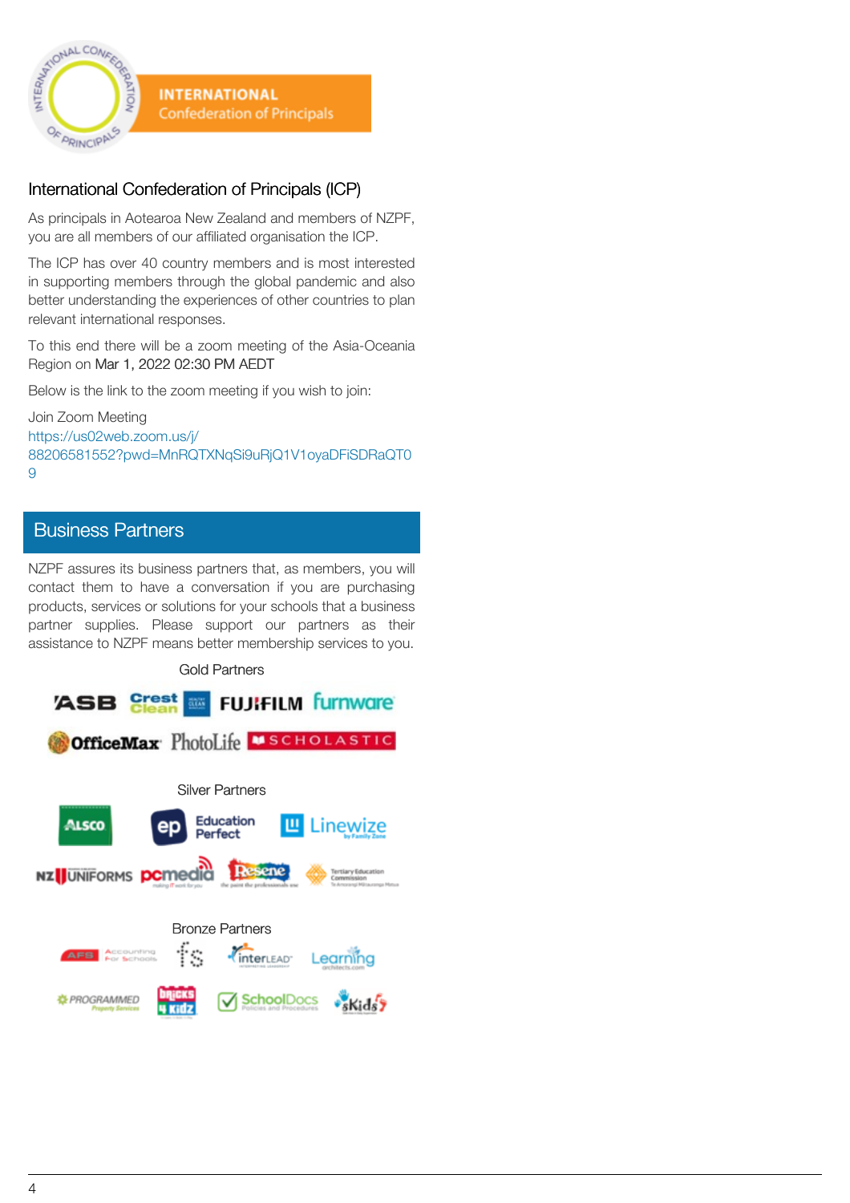## International Confederation of Principals (ICP)

As principals in Aotearoa New Zealand and members of NZPF, you are all members of our affiliated organisation the ICP.

The ICP has over 40 country members and is most interested in supporting members through the global pandemic and also better understanding the experiences of other countries to plan relevant international responses.

To this end there will be a zoom meeting of the Asia-Oceania Region on Mar 1, 2022 02:30 PM AEDT

Below is the link to the zoom meeting if you wish to join:

Join Zoom Meeting
https://us02web.zoom.us/j/88206581552?pwd=MnRQTXNqSi9uRjQ1V1oyaDFiSDRaQT09

## Business Partners

NZPF assures its business partners that, as members, you will contact them to have a conversation if you are purchasing products, services or solutions for your schools that a business partner supplies. Please support our partners as their assistance to NZPF means better membership services to you.

Gold Partners

Silver Partners

Bronze Partners